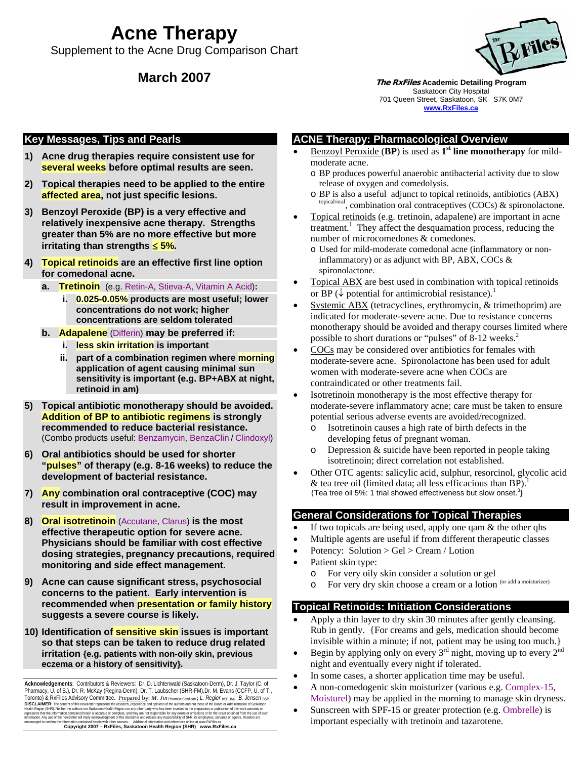# Acne Therapy

Supplement to the Acne Drug Comparison Chart

## March 2007

***The RxFiles* Academic Detailing Program**
Saskatoon City Hospital
701 Queen Street, Saskatoon, SK S7K 0M7
www.RxFiles.ca

## Key Messages, Tips and Pearls

1) **Acne drug therapies require consistent use for several weeks before optimal results are seen.**
2) **Topical therapies need to be applied to the entire affected area, not just specific lesions.**
3) **Benzoyl Peroxide (BP) is a very effective and relatively inexpensive acne therapy. Strengths greater than 5% are no more effective but more irritating than strengths ≤ 5%.**
4) **Topical retinoids are an effective first line option for comedonal acne.**
   - a. **Tretinoin** (e.g. Retin-A, Stieva-A, Vitamin A Acid)**:**
     - i. **0.025-0.05% products are most useful; lower concentrations do not work; higher concentrations are seldom tolerated**
   - b. **Adapalene** (Differin) **may be preferred if:**
     - i. **less skin irritation is important**
     - ii. **part of a combination regimen where morning application of agent causing minimal sun sensitivity is important (e.g. BP+ABX at night, retinoid in am)**
5) **Topical antibiotic monotherapy should be avoided. Addition of BP to antibiotic regimens is strongly recommended to reduce bacterial resistance.** (Combo products useful: Benzamycin, BenzaClin / Clindoxyl)
6) **Oral antibiotics should be used for shorter "pulses" of therapy (e.g. 8-16 weeks) to reduce the development of bacterial resistance.**
7) **Any combination oral contraceptive (COC) may result in improvement in acne.**
8) **Oral isotretinoin** (Accutane, Clarus) **is the most effective therapeutic option for severe acne. Physicians should be familiar with cost effective dosing strategies, pregnancy precautions, required monitoring and side effect management.**
9) **Acne can cause significant stress, psychosocial concerns to the patient. Early intervention is recommended when presentation or family history suggests a severe course is likely.**
10) **Identification of sensitive skin issues is important so that steps can be taken to reduce drug related irritation {e.g. patients with non-oily skin, previous eczema or a history of sensitivity}.**

**Acknowledgements**: Contributors & Reviewers: Dr. D. Lichtenwald (Saskatoon-Derm), Dr. J. Taylor (C. of Pharmacy, U. of S.), Dr. R. McKay (Regina-Derm), Dr. T. Laubscher (SHR-FM), Dr. M. Evans (CCFP, U. of T., Toronto) & RxFiles Advisory Committee. Prepared by: *M. Jin* PharmD Candidate; *L. Regier* BSP, BA, *B. Jensen* BSP

**DISCLAIMER:** The content of this newsletter represents the research, experience and opinions of the authors and not those of the Board or Administration of Saskatoon Health Region (SHR). Neither the authors nor Saskatoon Health Region nor any other party who has been involved in the preparation or publication of this work warrants or represents that the information contained herein is accurate or complete, and they are not responsible for any errors or omissions or for the result obtained from the use of such information. Any use of the newsletter will imply acknowledgment of this disclaimer and release any responsibility of SHR, its employees, servants or agents. Readers are encouraged to confirm the information contained herein with other sources. Additional information and references online at www.RxFiles.ca.

**Copyright 2007 – RxFiles, Saskatoon Health Region (SHR) www.RxFiles.ca**

## ACNE Therapy: Pharmacological Overview

- Benzoyl Peroxide (**BP**) is used as **1st line monotherapy** for mild-moderate acne.
  - BP produces powerful anaerobic antibacterial activity due to slow release of oxygen and comedolysis.
  - BP is also a useful adjunct to topical retinoids, antibiotics (ABX) topical/oral, combination oral contraceptives (COCs) & spironolactone.
- Topical retinoids (e.g. tretinoin, adapalene) are important in acne treatment.[1] They affect the desquamation process, reducing the number of microcomedones & comedones.
  - Used for mild-moderate comedonal acne (inflammatory or non-inflammatory) or as adjunct with BP, ABX, COCs & spironolactone.
- Topical ABX are best used in combination with topical retinoids or BP (↓ potential for antimicrobial resistance).[1]
- Systemic ABX (tetracyclines, erythromycin, & trimethoprim) are indicated for moderate-severe acne. Due to resistance concerns monotherapy should be avoided and therapy courses limited where possible to short durations or "pulses" of 8-12 weeks.[2]
- COCs may be considered over antibiotics for females with moderate-severe acne. Spironolactone has been used for adult women with moderate-severe acne when COCs are contraindicated or other treatments fail.
- Isotretinoin monotherapy is the most effective therapy for moderate-severe inflammatory acne; care must be taken to ensure potential serious adverse events are avoided/recognized.
  - Isotretinoin causes a high rate of birth defects in the developing fetus of pregnant woman.
  - Depression & suicide have been reported in people taking isotretinoin; direct correlation not established.
- Other OTC agents: salicylic acid, sulphur, resorcinol, glycolic acid & tea tree oil (limited data; all less efficacious than BP).[1] {Tea tree oil 5%: 1 trial showed effectiveness but slow onset.[3]}

## General Considerations for Topical Therapies

- If two topicals are being used, apply one qam & the other qhs
- Multiple agents are useful if from different therapeutic classes
- Potency: Solution > Gel > Cream / Lotion
- Patient skin type:
  - For very oily skin consider a solution or gel
  - For very dry skin choose a cream or a lotion (or add a moisturizer)

## Topical Retinoids: Initiation Considerations

- Apply a thin layer to dry skin 30 minutes after gently cleansing. Rub in gently. {For creams and gels, medication should become invisible within a minute; if not, patient may be using too much.}
- Begin by applying only on every 3rd night, moving up to every 2nd night and eventually every night if tolerated.
- In some cases, a shorter application time may be useful.
- A non-comedogenic skin moisturizer (various e.g. Complex-15, Moisturel) may be applied in the morning to manage skin dryness.
- Sunscreen with SPF-15 or greater protection (e.g. Ombrelle) is important especially with tretinoin and tazarotene.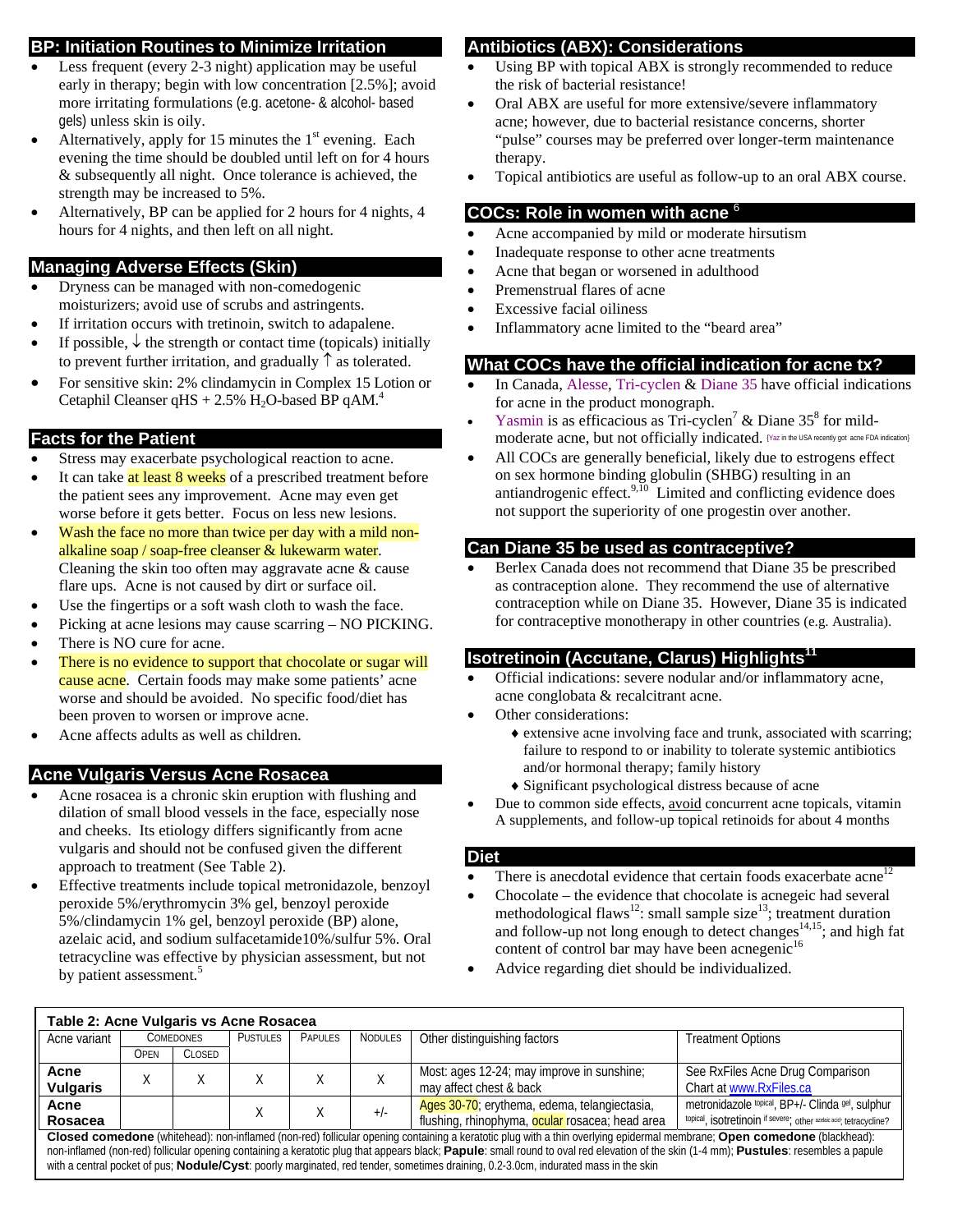## BP: Initiation Routines to Minimize Irritation

- Less frequent (every 2-3 night) application may be useful early in therapy; begin with low concentration [2.5%]; avoid more irritating formulations (e.g. acetone- & alcohol- based gels) unless skin is oily.
- Alternatively, apply for 15 minutes the 1st evening. Each evening the time should be doubled until left on for 4 hours & subsequently all night. Once tolerance is achieved, the strength may be increased to 5%.
- Alternatively, BP can be applied for 2 hours for 4 nights, 4 hours for 4 nights, and then left on all night.

## Managing Adverse Effects (Skin)

- Dryness can be managed with non-comedogenic moisturizers; avoid use of scrubs and astringents.
- If irritation occurs with tretinoin, switch to adapalene.
- If possible, ↓ the strength or contact time (topicals) initially to prevent further irritation, and gradually ↑ as tolerated.
- For sensitive skin: 2% clindamycin in Complex 15 Lotion or Cetaphil Cleanser qHS + 2.5% $H_2O$-based BP qAM.[4]

## Facts for the Patient

- Stress may exacerbate psychological reaction to acne.
- It can take at least 8 weeks of a prescribed treatment before the patient sees any improvement. Acne may even get worse before it gets better. Focus on less new lesions.
- Wash the face no more than twice per day with a mild non-alkaline soap / soap-free cleanser & lukewarm water. Cleaning the skin too often may aggravate acne & cause flare ups. Acne is not caused by dirt or surface oil.
- Use the fingertips or a soft wash cloth to wash the face.
- Picking at acne lesions may cause scarring – NO PICKING.
- There is NO cure for acne.
- There is no evidence to support that chocolate or sugar will cause acne. Certain foods may make some patients' acne worse and should be avoided. No specific food/diet has been proven to worsen or improve acne.
- Acne affects adults as well as children.

## Acne Vulgaris Versus Acne Rosacea

- Acne rosacea is a chronic skin eruption with flushing and dilation of small blood vessels in the face, especially nose and cheeks. Its etiology differs significantly from acne vulgaris and should not be confused given the different approach to treatment (See Table 2).
- Effective treatments include topical metronidazole, benzoyl peroxide 5%/erythromycin 3% gel, benzoyl peroxide 5%/clindamycin 1% gel, benzoyl peroxide (BP) alone, azelaic acid, and sodium sulfacetamide10%/sulfur 5%. Oral tetracycline was effective by physician assessment, but not by patient assessment.[5]

## Antibiotics (ABX): Considerations

- Using BP with topical ABX is strongly recommended to reduce the risk of bacterial resistance!
- Oral ABX are useful for more extensive/severe inflammatory acne; however, due to bacterial resistance concerns, shorter "pulse" courses may be preferred over longer-term maintenance therapy.
- Topical antibiotics are useful as follow-up to an oral ABX course.

## COCs: Role in women with acne [6]

- Acne accompanied by mild or moderate hirsutism
- Inadequate response to other acne treatments
- Acne that began or worsened in adulthood
- Premenstrual flares of acne
- Excessive facial oiliness
- Inflammatory acne limited to the "beard area"

## What COCs have the official indication for acne tx?

- In Canada, Alesse, Tri-cyclen & Diane 35 have official indications for acne in the product monograph.
- Yasmin is as efficacious as Tri-cyclen[7] & Diane 35[8] for mild-moderate acne, but not officially indicated. {Yaz in the USA recently got acne FDA indication}
- All COCs are generally beneficial, likely due to estrogens effect on sex hormone binding globulin (SHBG) resulting in an antiandrogenic effect.[9,10] Limited and conflicting evidence does not support the superiority of one progestin over another.

## Can Diane 35 be used as contraceptive?

- Berlex Canada does not recommend that Diane 35 be prescribed as contraception alone. They recommend the use of alternative contraception while on Diane 35. However, Diane 35 is indicated for contraceptive monotherapy in other countries (e.g. Australia).

## Isotretinoin (Accutane, Clarus) Highlights[11]

- Official indications: severe nodular and/or inflammatory acne, acne conglobata & recalcitrant acne.
- Other considerations:
  - ♦ extensive acne involving face and trunk, associated with scarring; failure to respond to or inability to tolerate systemic antibiotics and/or hormonal therapy; family history
  - ♦ Significant psychological distress because of acne
- Due to common side effects, avoid concurrent acne topicals, vitamin A supplements, and follow-up topical retinoids for about 4 months

## Diet

- There is anecdotal evidence that certain foods exacerbate acne[12]
- Chocolate – the evidence that chocolate is acnegeic had several methodological flaws[12]: small sample size[13]; treatment duration and follow-up not long enough to detect changes[14,15]; and high fat content of control bar may have been acnegenic[16]
- Advice regarding diet should be individualized.

**Table 2: Acne Vulgaris vs Acne Rosacea**

| Acne variant | Comedones | | Pustules | Papules | Nodules | Other distinguishing factors | Treatment Options |
|---|---|---|---|---|---|---|---|
| | Open | Closed | | | | | |
| **Acne Vulgaris** | X | X | X | X | X | Most: ages 12-24; may improve in sunshine; may affect chest & back | See RxFiles Acne Drug Comparison Chart at www.RxFiles.ca |
| **Acne Rosacea** | | | X | X | +/- | Ages 30-70; erythema, edema, telangiectasia, flushing, rhinophyma, ocular rosacea; head area | metronidazole topical, BP+/- Clinda gel, sulphur topical, isotretinoin if severe; other azelaic acid; tetracycline? |

**Closed comedone** (whitehead): non-inflamed (non-red) follicular opening containing a keratotic plug with a thin overlying epidermal membrane; **Open comedone** (blackhead): non-inflamed (non-red) follicular opening containing a keratotic plug that appears black; **Papule**: small round to oval red elevation of the skin (1-4 mm); **Pustules**: resembles a papule with a central pocket of pus; **Nodule/Cyst**: poorly marginated, red tender, sometimes draining, 0.2-3.0cm, indurated mass in the skin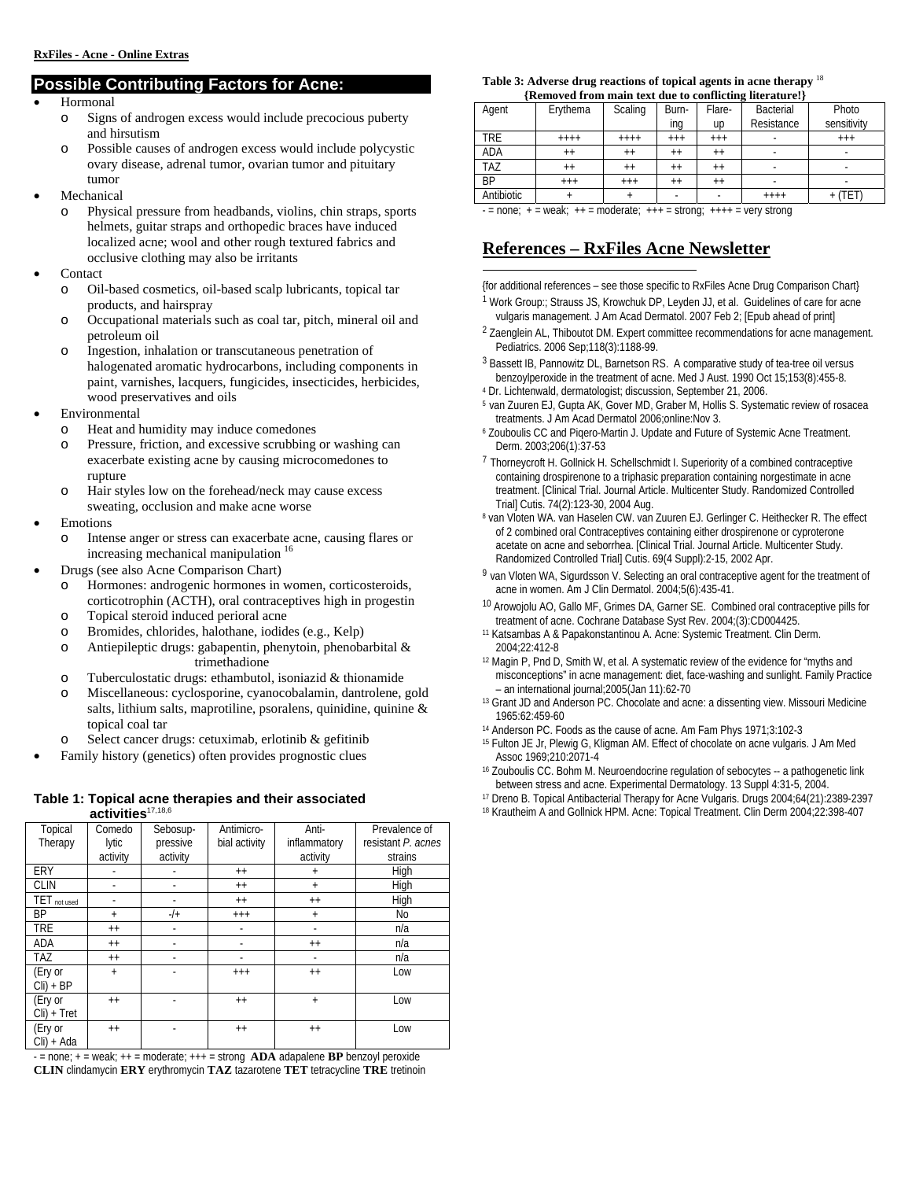**RxFiles - Acne - Online Extras**

## Possible Contributing Factors for Acne:

- Hormonal
  - Signs of androgen excess would include precocious puberty and hirsutism
  - Possible causes of androgen excess would include polycystic ovary disease, adrenal tumor, ovarian tumor and pituitary tumor
- Mechanical
  - Physical pressure from headbands, violins, chin straps, sports helmets, guitar straps and orthopedic braces have induced localized acne; wool and other rough textured fabrics and occlusive clothing may also be irritants
- Contact
  - Oil-based cosmetics, oil-based scalp lubricants, topical tar products, and hairspray
  - Occupational materials such as coal tar, pitch, mineral oil and petroleum oil
  - Ingestion, inhalation or transcutaneous penetration of halogenated aromatic hydrocarbons, including components in paint, varnishes, lacquers, fungicides, insecticides, herbicides, wood preservatives and oils
- Environmental
  - Heat and humidity may induce comedones
  - Pressure, friction, and excessive scrubbing or washing can exacerbate existing acne by causing microcomedones to rupture
  - Hair styles low on the forehead/neck may cause excess sweating, occlusion and make acne worse
- Emotions
  - Intense anger or stress can exacerbate acne, causing flares or increasing mechanical manipulation [16]
- Drugs (see also Acne Comparison Chart)
  - Hormones: androgenic hormones in women, corticosteroids, corticotrophin (ACTH), oral contraceptives high in progestin
  - Topical steroid induced perioral acne
  - Bromides, chlorides, halothane, iodides (e.g., Kelp)
  - Antiepileptic drugs: gabapentin, phenytoin, phenobarbital & trimethadione
  - Tuberculostatic drugs: ethambutol, isoniazid & thionamide
  - Miscellaneous: cyclosporine, cyanocobalamin, dantrolene, gold salts, lithium salts, maprotiline, psoralens, quinidine, quinine & topical coal tar
  - Select cancer drugs: cetuximab, erlotinib & gefitinib
- Family history (genetics) often provides prognostic clues

**Table 1: Topical acne therapies and their associated activities**[17,18,6]

| Topical Therapy | Comedolytic activity | Sebosuppressive activity | Antimicrobial activity | Anti-inflammatory activity | Prevalence of resistant *P. acnes* strains |
|---|---|---|---|---|---|
| ERY | - | - | ++ | + | High |
| CLIN | - | - | ++ | + | High |
| TET not used | - | - | ++ | ++ | High |
| BP | + | -/+ | +++ | + | No |
| TRE | ++ | - | - | - | n/a |
| ADA | ++ | - | - | ++ | n/a |
| TAZ | ++ | - | - | - | n/a |
| (Ery or Cli) + BP | + | - | +++ | ++ | Low |
| (Ery or Cli) + Tret | ++ | - | ++ | + | Low |
| (Ery or Cli) + Ada | ++ | - | ++ | ++ | Low |

- = none; + = weak; ++ = moderate; +++ = strong **ADA** adapalene **BP** benzoyl peroxide **CLIN** clindamycin **ERY** erythromycin **TAZ** tazarotene **TET** tetracycline **TRE** tretinoin

**Table 3: Adverse drug reactions of topical agents in acne therapy** [18]
**{Removed from main text due to conflicting literature!}**

| Agent | Erythema | Scaling | Burning | Flare-up | Bacterial Resistance | Photo sensitivity |
|---|---|---|---|---|---|---|
| TRE | ++++ | ++++ | +++ | +++ | - | +++ |
| ADA | ++ | ++ | ++ | ++ | - | - |
| TAZ | ++ | ++ | ++ | ++ | - | - |
| BP | +++ | +++ | ++ | ++ | - | - |
| Antibiotic | + | + | - | - | ++++ | + (TET) |

- = none; + = weak; ++ = moderate; +++ = strong; ++++ = very strong

## References – RxFiles Acne Newsletter

{for additional references – see those specific to RxFiles Acne Drug Comparison Chart}

1. Work Group:; Strauss JS, Krowchuk DP, Leyden JJ, et al. Guidelines of care for acne vulgaris management. J Am Acad Dermatol. 2007 Feb 2; [Epub ahead of print]
2. Zaenglein AL, Thiboutot DM. Expert committee recommendations for acne management. Pediatrics. 2006 Sep;118(3):1188-99.
3. Bassett IB, Pannowitz DL, Barnetson RS. A comparative study of tea-tree oil versus benzoylperoxide in the treatment of acne. Med J Aust. 1990 Oct 15;153(8):455-8.
4. Dr. Lichtenwald, dermatologist; discussion, September 21, 2006.
5. van Zuuren EJ, Gupta AK, Gover MD, Graber M, Hollis S. Systematic review of rosacea treatments. J Am Acad Dermatol 2006;online:Nov 3.
6. Zouboulis CC and Piqero-Martin J. Update and Future of Systemic Acne Treatment. Derm. 2003;206(1):37-53
7. Thorneycroft H. Gollnick H. Schellschmidt I. Superiority of a combined contraceptive containing drospirenone to a triphasic preparation containing norgestimate in acne treatment. [Clinical Trial. Journal Article. Multicenter Study. Randomized Controlled Trial] Cutis. 74(2):123-30, 2004 Aug.
8. van Vloten WA. van Haselen CW. van Zuuren EJ. Gerlinger C. Heithecker R. The effect of 2 combined oral Contraceptives containing either drospirenone or cyproterone acetate on acne and seborrhea. [Clinical Trial. Journal Article. Multicenter Study. Randomized Controlled Trial] Cutis. 69(4 Suppl):2-15, 2002 Apr.
9. van Vloten WA, Sigurdsson V. Selecting an oral contraceptive agent for the treatment of acne in women. Am J Clin Dermatol. 2004;5(6):435-41.
10. Arowojolu AO, Gallo MF, Grimes DA, Garner SE. Combined oral contraceptive pills for treatment of acne. Cochrane Database Syst Rev. 2004;(3):CD004425.
11. Katsambas A & Papakonstantinou A. Acne: Systemic Treatment. Clin Derm. 2004;22:412-8
12. Magin P, Pnd D, Smith W, et al. A systematic review of the evidence for "myths and misconceptions" in acne management: diet, face-washing and sunlight. Family Practice – an international journal;2005(Jan 11):62-70
13. Grant JD and Anderson PC. Chocolate and acne: a dissenting view. Missouri Medicine 1965:62:459-60
14. Anderson PC. Foods as the cause of acne. Am Fam Phys 1971;3:102-3
15. Fulton JE Jr, Plewig G, Kligman AM. Effect of chocolate on acne vulgaris. J Am Med Assoc 1969;210:2071-4
16. Zouboulis CC. Bohm M. Neuroendocrine regulation of sebocytes -- a pathogenetic link between stress and acne. Experimental Dermatology. 13 Suppl 4:31-5, 2004.
17. Dreno B. Topical Antibacterial Therapy for Acne Vulgaris. Drugs 2004;64(21):2389-2397
18. Krautheim A and Gollnick HPM. Acne: Topical Treatment. Clin Derm 2004;22:398-407